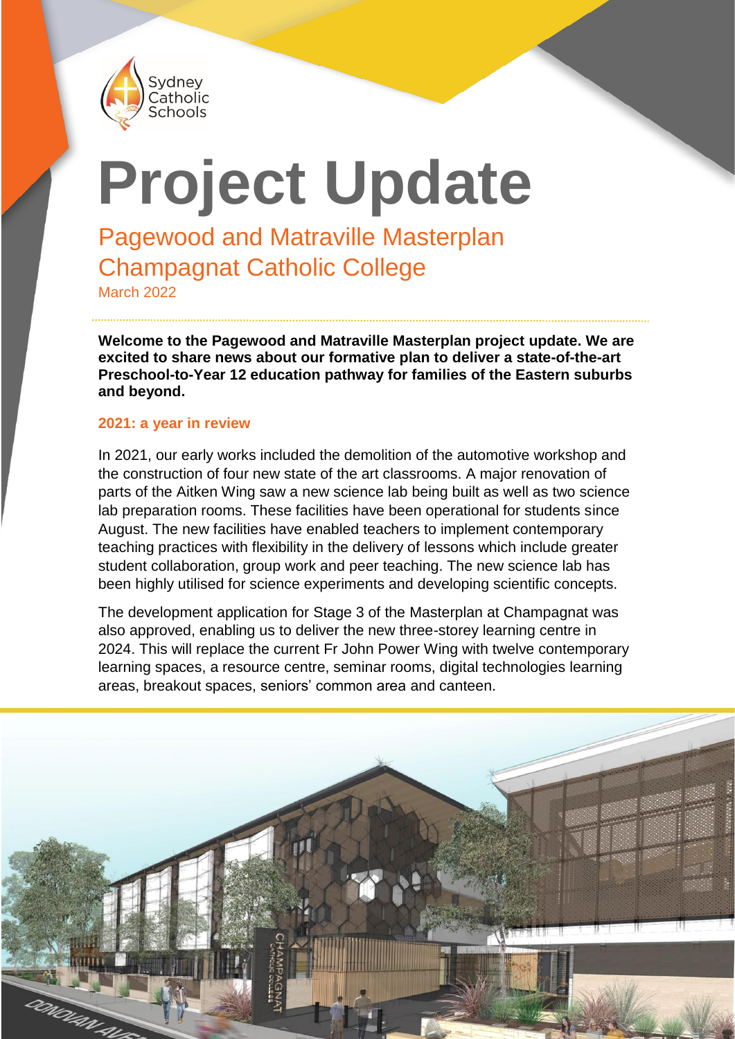Sydney Catholic Schools

# Project Update

## Pagewood and Matraville Masterplan
## Champagnat Catholic College

March 2022

**Welcome to the Pagewood and Matraville Masterplan project update. We are excited to share news about our formative plan to deliver a state-of-the-art Preschool-to-Year 12 education pathway for families of the Eastern suburbs and beyond.**

### 2021: a year in review

In 2021, our early works included the demolition of the automotive workshop and the construction of four new state of the art classrooms. A major renovation of parts of the Aitken Wing saw a new science lab being built as well as two science lab preparation rooms. These facilities have been operational for students since August. The new facilities have enabled teachers to implement contemporary teaching practices with flexibility in the delivery of lessons which include greater student collaboration, group work and peer teaching. The new science lab has been highly utilised for science experiments and developing scientific concepts.

The development application for Stage 3 of the Masterplan at Champagnat was also approved, enabling us to deliver the new three-storey learning centre in 2024. This will replace the current Fr John Power Wing with twelve contemporary learning spaces, a resource centre, seminar rooms, digital technologies learning areas, breakout spaces, seniors' common area and canteen.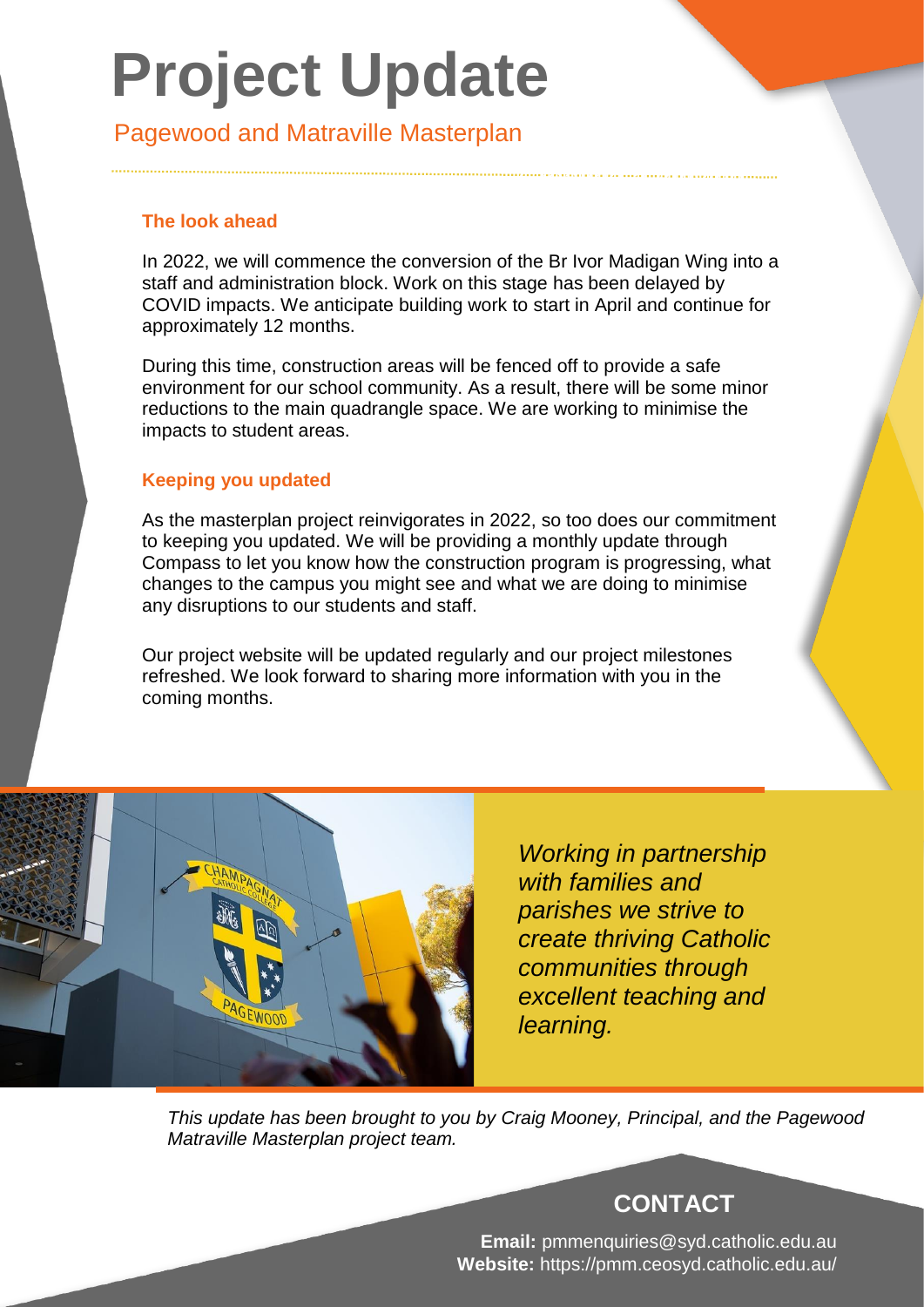# Project Update

Pagewood and Matraville Masterplan

### The look ahead

In 2022, we will commence the conversion of the Br Ivor Madigan Wing into a staff and administration block. Work on this stage has been delayed by COVID impacts. We anticipate building work to start in April and continue for approximately 12 months.

During this time, construction areas will be fenced off to provide a safe environment for our school community. As a result, there will be some minor reductions to the main quadrangle space. We are working to minimise the impacts to student areas.

### Keeping you updated

As the masterplan project reinvigorates in 2022, so too does our commitment to keeping you updated. We will be providing a monthly update through Compass to let you know how the construction program is progressing, what changes to the campus you might see and what we are doing to minimise any disruptions to our students and staff.

Our project website will be updated regularly and our project milestones refreshed. We look forward to sharing more information with you in the coming months.

*Working in partnership with families and parishes we strive to create thriving Catholic communities through excellent teaching and learning.*

*This update has been brought to you by Craig Mooney, Principal, and the Pagewood Matraville Masterplan project team.*

## CONTACT

**Email:** pmmenquiries@syd.catholic.edu.au
**Website:** https://pmm.ceosyd.catholic.edu.au/